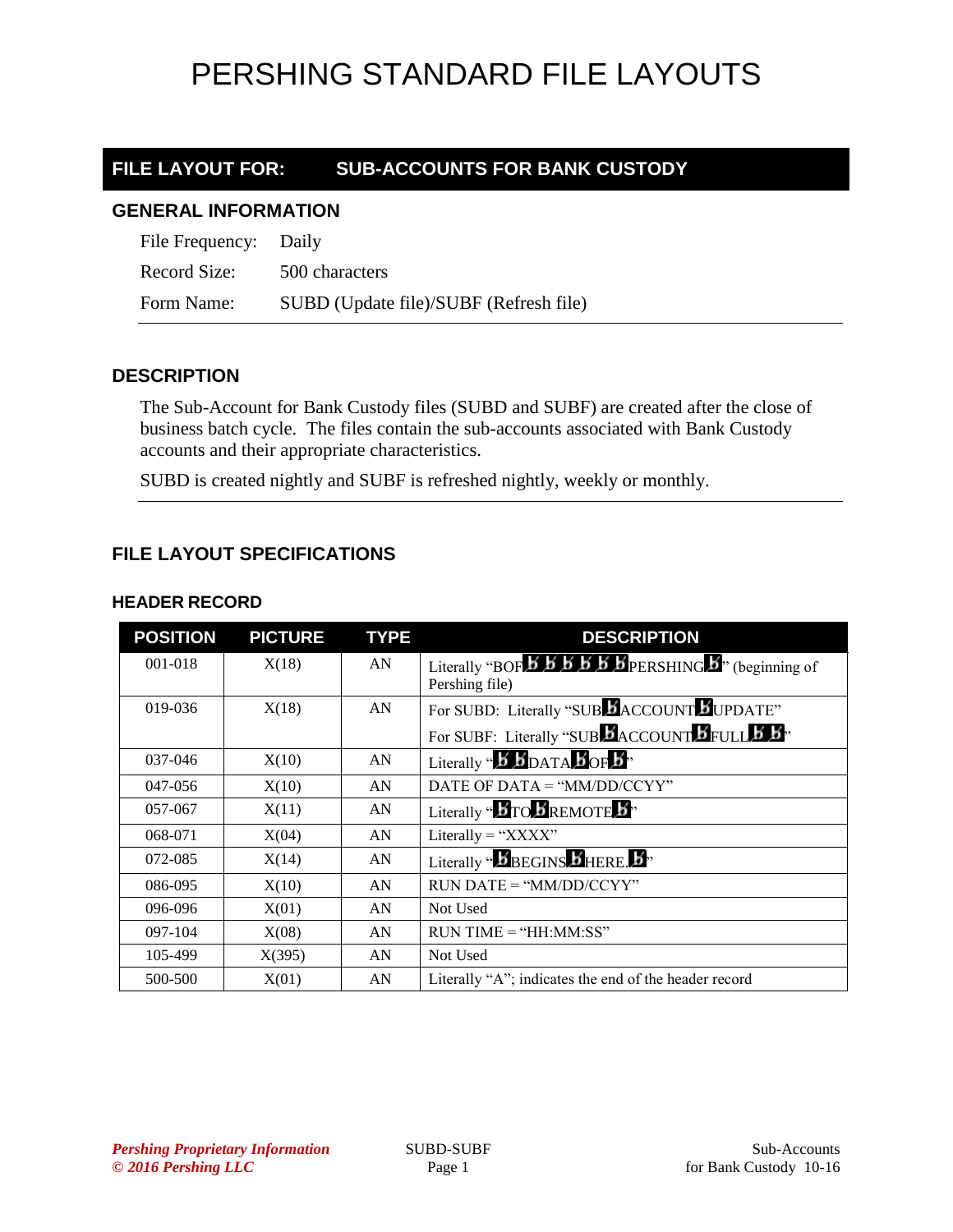# PERSHING STANDARD FILE LAYOUTS

## FILE LAYOUT FOR: SUB-ACCOUNTS FOR BANK CUSTODY

### GENERAL INFORMATION

File Frequency: Daily

Record Size: 500 characters

Form Name: SUBD (Update file)/SUBF (Refresh file)

### DESCRIPTION

The Sub-Account for Bank Custody files (SUBD and SUBF) are created after the close of business batch cycle. The files contain the sub-accounts associated with Bank Custody accounts and their appropriate characteristics.

SUBD is created nightly and SUBF is refreshed nightly, weekly or monthly.

### FILE LAYOUT SPECIFICATIONS

#### HEADER RECORD

| POSITION | PICTURE | TYPE | DESCRIPTION |
|---|---|---|---|
| 001-018 | X(18) | AN | Literally "BOFƀƀƀƀƀƀPERSHINGƀ" (beginning of Pershing file) |
| 019-036 | X(18) | AN | For SUBD: Literally "SUBƀACCOUNTƀUPDATE"<br>For SUBF: Literally "SUBƀACCOUNTƀFULLƀƀ" |
| 037-046 | X(10) | AN | Literally "ƀƀDATAƀOFƀ" |
| 047-056 | X(10) | AN | DATE OF DATA = "MM/DD/CCYY" |
| 057-067 | X(11) | AN | Literally "ƀTOƀREMOTEƀ" |
| 068-071 | X(04) | AN | Literally = "XXXX" |
| 072-085 | X(14) | AN | Literally "ƀBEGINSƀHERE.ƀ" |
| 086-095 | X(10) | AN | RUN DATE = "MM/DD/CCYY" |
| 096-096 | X(01) | AN | Not Used |
| 097-104 | X(08) | AN | RUN TIME = "HH:MM:SS" |
| 105-499 | X(395) | AN | Not Used |
| 500-500 | X(01) | AN | Literally "A"; indicates the end of the header record |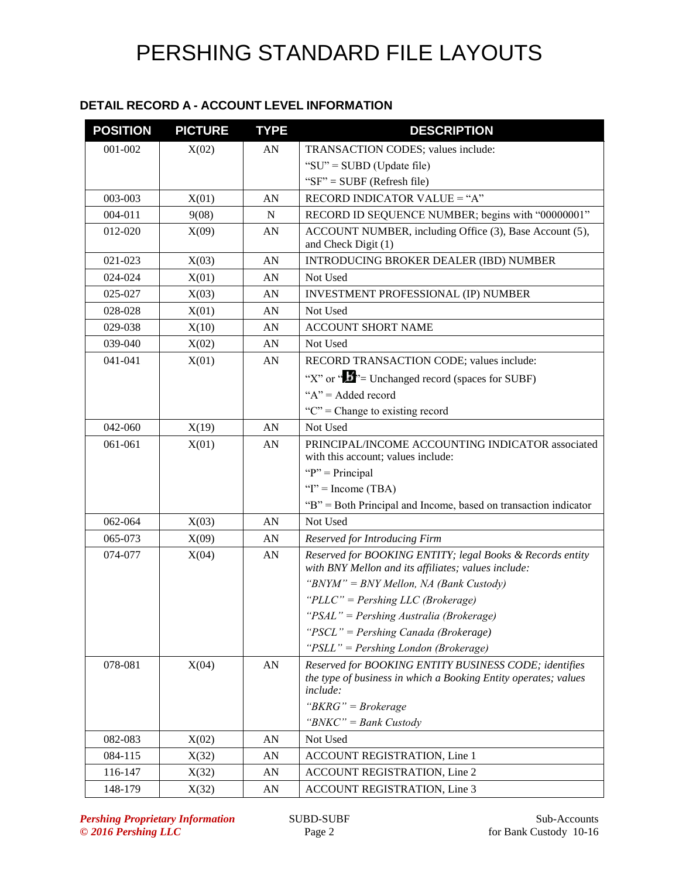# PERSHING STANDARD FILE LAYOUTS

## DETAIL RECORD A - ACCOUNT LEVEL INFORMATION

| POSITION | PICTURE | TYPE | DESCRIPTION |
|---|---|---|---|
| 001-002 | X(02) | AN | TRANSACTION CODES; values include:<br>"SU" = SUBD (Update file)<br>"SF" = SUBF (Refresh file) |
| 003-003 | X(01) | AN | RECORD INDICATOR VALUE = "A" |
| 004-011 | 9(08) | N | RECORD ID SEQUENCE NUMBER; begins with "00000001" |
| 012-020 | X(09) | AN | ACCOUNT NUMBER, including Office (3), Base Account (5), and Check Digit (1) |
| 021-023 | X(03) | AN | INTRODUCING BROKER DEALER (IBD) NUMBER |
| 024-024 | X(01) | AN | Not Used |
| 025-027 | X(03) | AN | INVESTMENT PROFESSIONAL (IP) NUMBER |
| 028-028 | X(01) | AN | Not Used |
| 029-038 | X(10) | AN | ACCOUNT SHORT NAME |
| 039-040 | X(02) | AN | Not Used |
| 041-041 | X(01) | AN | RECORD TRANSACTION CODE; values include:<br>"X" or "b"= Unchanged record (spaces for SUBF)<br>"A" = Added record<br>"C" = Change to existing record |
| 042-060 | X(19) | AN | Not Used |
| 061-061 | X(01) | AN | PRINCIPAL/INCOME ACCOUNTING INDICATOR associated with this account; values include:<br>"P" = Principal<br>"I" = Income (TBA)<br>"B" = Both Principal and Income, based on transaction indicator |
| 062-064 | X(03) | AN | Not Used |
| 065-073 | X(09) | AN | *Reserved for Introducing Firm* |
| 074-077 | X(04) | AN | *Reserved for BOOKING ENTITY; legal Books & Records entity with BNY Mellon and its affiliates; values include:*<br>*"BNYM" = BNY Mellon, NA (Bank Custody)*<br>*"PLLC" = Pershing LLC (Brokerage)*<br>*"PSAL" = Pershing Australia (Brokerage)*<br>*"PSCL" = Pershing Canada (Brokerage)*<br>*"PSLL" = Pershing London (Brokerage)* |
| 078-081 | X(04) | AN | *Reserved for BOOKING ENTITY BUSINESS CODE; identifies the type of business in which a Booking Entity operates; values include:*<br>*"BKRG" = Brokerage*<br>*"BNKC" = Bank Custody* |
| 082-083 | X(02) | AN | Not Used |
| 084-115 | X(32) | AN | ACCOUNT REGISTRATION, Line 1 |
| 116-147 | X(32) | AN | ACCOUNT REGISTRATION, Line 2 |
| 148-179 | X(32) | AN | ACCOUNT REGISTRATION, Line 3 |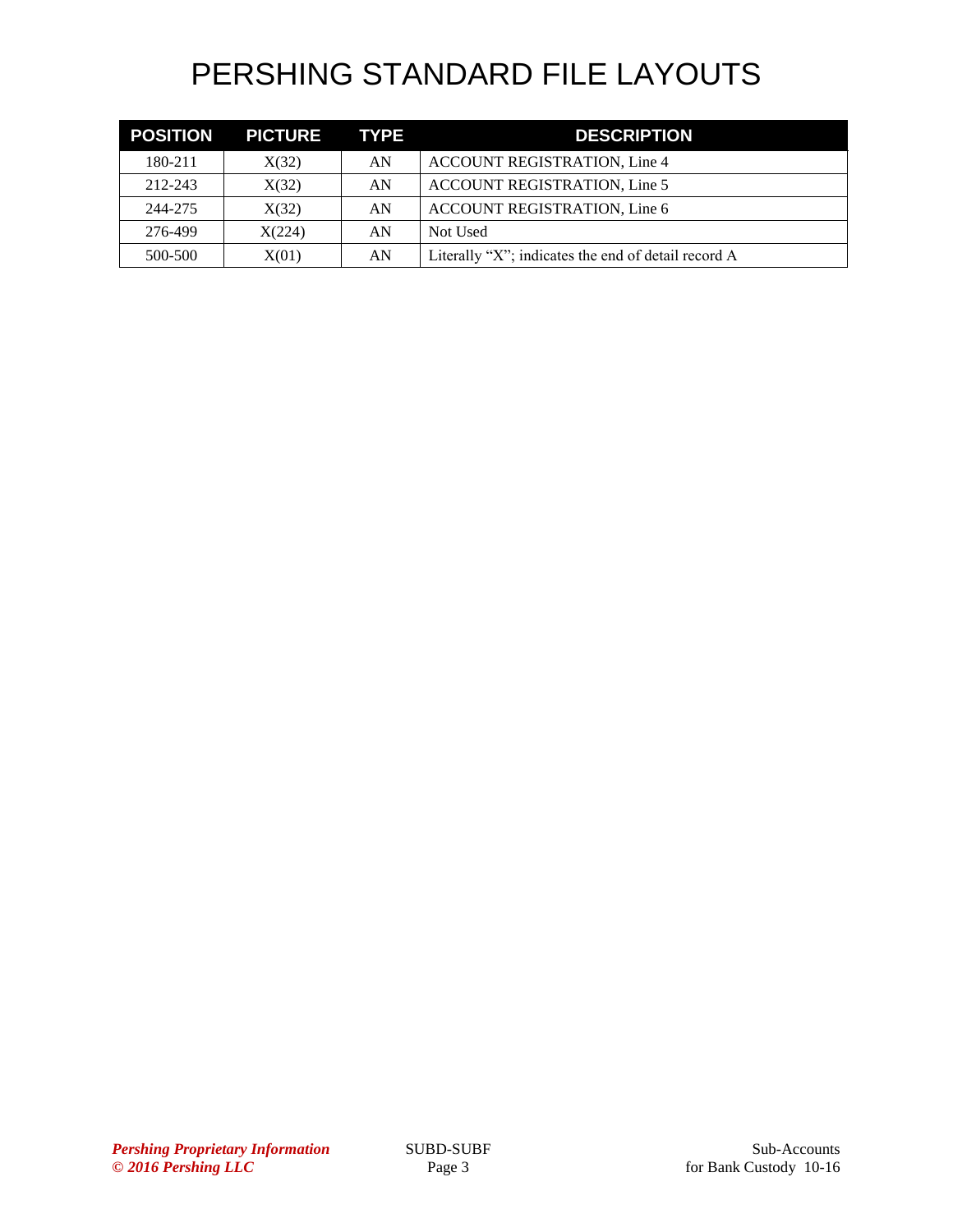# PERSHING STANDARD FILE LAYOUTS

| POSITION | PICTURE | TYPE | DESCRIPTION |
|---|---|---|---|
| 180-211 | X(32) | AN | ACCOUNT REGISTRATION, Line 4 |
| 212-243 | X(32) | AN | ACCOUNT REGISTRATION, Line 5 |
| 244-275 | X(32) | AN | ACCOUNT REGISTRATION, Line 6 |
| 276-499 | X(224) | AN | Not Used |
| 500-500 | X(01) | AN | Literally "X"; indicates the end of detail record A |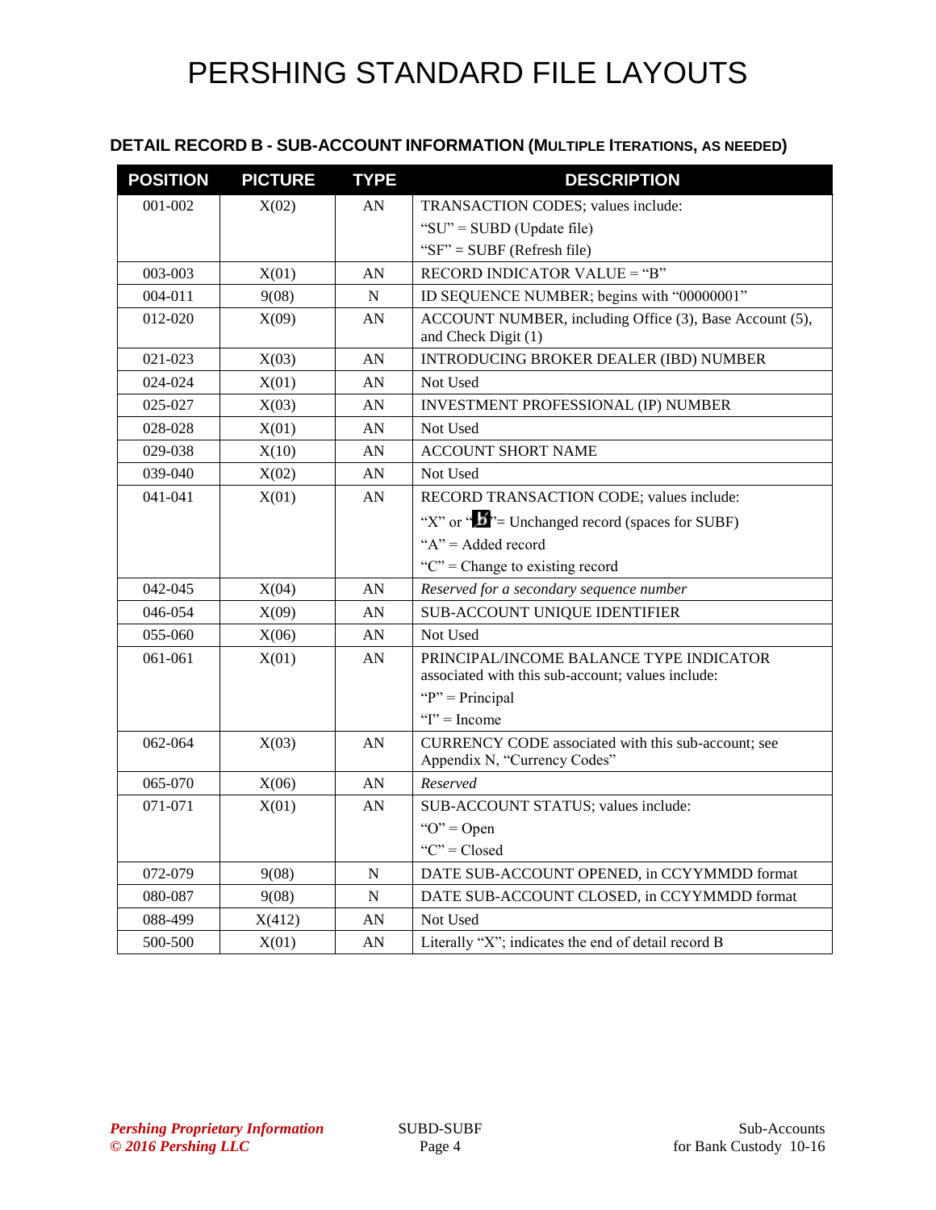# PERSHING STANDARD FILE LAYOUTS

### DETAIL RECORD B - SUB-ACCOUNT INFORMATION (MULTIPLE ITERATIONS, AS NEEDED)

| POSITION | PICTURE | TYPE | DESCRIPTION |
|---|---|---|---|
| 001-002 | X(02) | AN | TRANSACTION CODES; values include:<br>"SU" = SUBD (Update file)<br>"SF" = SUBF (Refresh file) |
| 003-003 | X(01) | AN | RECORD INDICATOR VALUE = "B" |
| 004-011 | 9(08) | N | ID SEQUENCE NUMBER; begins with "00000001" |
| 012-020 | X(09) | AN | ACCOUNT NUMBER, including Office (3), Base Account (5), and Check Digit (1) |
| 021-023 | X(03) | AN | INTRODUCING BROKER DEALER (IBD) NUMBER |
| 024-024 | X(01) | AN | Not Used |
| 025-027 | X(03) | AN | INVESTMENT PROFESSIONAL (IP) NUMBER |
| 028-028 | X(01) | AN | Not Used |
| 029-038 | X(10) | AN | ACCOUNT SHORT NAME |
| 039-040 | X(02) | AN | Not Used |
| 041-041 | X(01) | AN | RECORD TRANSACTION CODE; values include:<br>"X" or "b̸"= Unchanged record (spaces for SUBF)<br>"A" = Added record<br>"C" = Change to existing record |
| 042-045 | X(04) | AN | *Reserved for a secondary sequence number* |
| 046-054 | X(09) | AN | SUB-ACCOUNT UNIQUE IDENTIFIER |
| 055-060 | X(06) | AN | Not Used |
| 061-061 | X(01) | AN | PRINCIPAL/INCOME BALANCE TYPE INDICATOR associated with this sub-account; values include:<br>"P" = Principal<br>"I" = Income |
| 062-064 | X(03) | AN | CURRENCY CODE associated with this sub-account; see Appendix N, "Currency Codes" |
| 065-070 | X(06) | AN | *Reserved* |
| 071-071 | X(01) | AN | SUB-ACCOUNT STATUS; values include:<br>"O" = Open<br>"C" = Closed |
| 072-079 | 9(08) | N | DATE SUB-ACCOUNT OPENED, in CCYYMMDD format |
| 080-087 | 9(08) | N | DATE SUB-ACCOUNT CLOSED, in CCYYMMDD format |
| 088-499 | X(412) | AN | Not Used |
| 500-500 | X(01) | AN | Literally "X"; indicates the end of detail record B |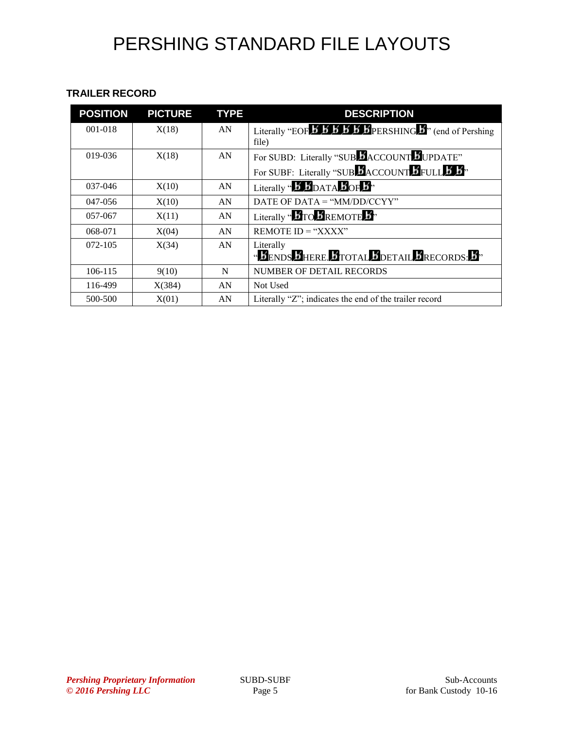### TRAILER RECORD

| POSITION | PICTURE | TYPE | DESCRIPTION |
|---|---|---|---|
| 001-018 | X(18) | AN | Literally “EOFƀƀƀƀƀƀPERSHINGƀ” (end of Pershing file) |
| 019-036 | X(18) | AN | For SUBD: Literally “SUBƀACCOUNTƀUPDATE”<br>For SUBF: Literally “SUBƀACCOUNTƀFULLƀƀ” |
| 037-046 | X(10) | AN | Literally “ƀƀDATAƀOFƀ” |
| 047-056 | X(10) | AN | DATE OF DATA = “MM/DD/CCYY” |
| 057-067 | X(11) | AN | Literally “ƀTOƀREMOTEƀ” |
| 068-071 | X(04) | AN | REMOTE ID = “XXXX” |
| 072-105 | X(34) | AN | Literally “ƀENDSƀHERE.ƀTOTALƀDETAILƀRECORDS:ƀ” |
| 106-115 | 9(10) | N | NUMBER OF DETAIL RECORDS |
| 116-499 | X(384) | AN | Not Used |
| 500-500 | X(01) | AN | Literally “Z”; indicates the end of the trailer record |